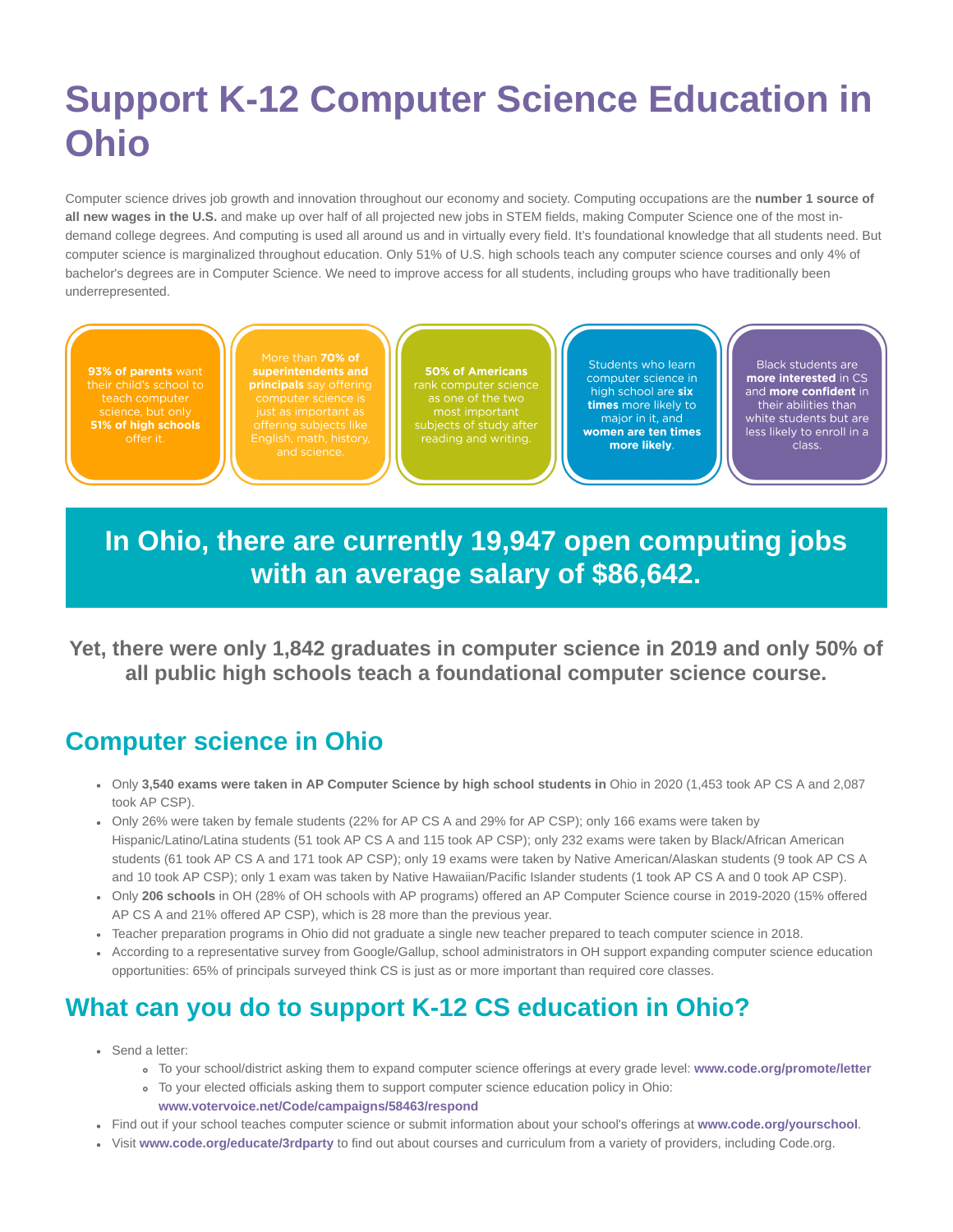# Support K-12 Computer Science Education in Ohio

Computer science drives job growth and innovation throughout our economy and society. Computing occupations are the **number 1 source of all new wages in the U.S.** and make up over half of all projected new jobs in STEM fields, making Computer Science one of the most in-demand college degrees. And computing is used all around us and in virtually every field. It's foundational knowledge that all students need. But computer science is marginalized throughout education. Only 51% of U.S. high schools teach any computer science courses and only 4% of bachelor's degrees are in Computer Science. We need to improve access for all students, including groups who have traditionally been underrepresented.

**93% of parents** want their child's school to teach computer science, but only **51% of high schools** offer it.

More than **70% of superintendents and principals** say offering computer science is just as important as offering subjects like English, math, history, and science.

**50% of Americans** rank computer science as one of the two most important subjects of study after reading and writing.

Students who learn computer science in high school are **six times** more likely to major in it, and **women are ten times more likely**.

Black students are **more interested** in CS and **more confident** in their abilities than white students but are less likely to enroll in a class.

## In Ohio, there are currently 19,947 open computing jobs with an average salary of $86,642.

**Yet, there were only 1,842 graduates in computer science in 2019 and only 50% of all public high schools teach a foundational computer science course.**

## Computer science in Ohio

- Only **3,540 exams were taken in AP Computer Science by high school students in** Ohio in 2020 (1,453 took AP CS A and 2,087 took AP CSP).
- Only 26% were taken by female students (22% for AP CS A and 29% for AP CSP); only 166 exams were taken by Hispanic/Latino/Latina students (51 took AP CS A and 115 took AP CSP); only 232 exams were taken by Black/African American students (61 took AP CS A and 171 took AP CSP); only 19 exams were taken by Native American/Alaskan students (9 took AP CS A and 10 took AP CSP); only 1 exam was taken by Native Hawaiian/Pacific Islander students (1 took AP CS A and 0 took AP CSP).
- Only **206 schools** in OH (28% of OH schools with AP programs) offered an AP Computer Science course in 2019-2020 (15% offered AP CS A and 21% offered AP CSP), which is 28 more than the previous year.
- Teacher preparation programs in Ohio did not graduate a single new teacher prepared to teach computer science in 2018.
- According to a representative survey from Google/Gallup, school administrators in OH support expanding computer science education opportunities: 65% of principals surveyed think CS is just as or more important than required core classes.

## What can you do to support K-12 CS education in Ohio?

- Send a letter:
  - To your school/district asking them to expand computer science offerings at every grade level: **www.code.org/promote/letter**
  - To your elected officials asking them to support computer science education policy in Ohio: **www.votervoice.net/Code/campaigns/58463/respond**
- Find out if your school teaches computer science or submit information about your school's offerings at **www.code.org/yourschool**.
- Visit **www.code.org/educate/3rdparty** to find out about courses and curriculum from a variety of providers, including Code.org.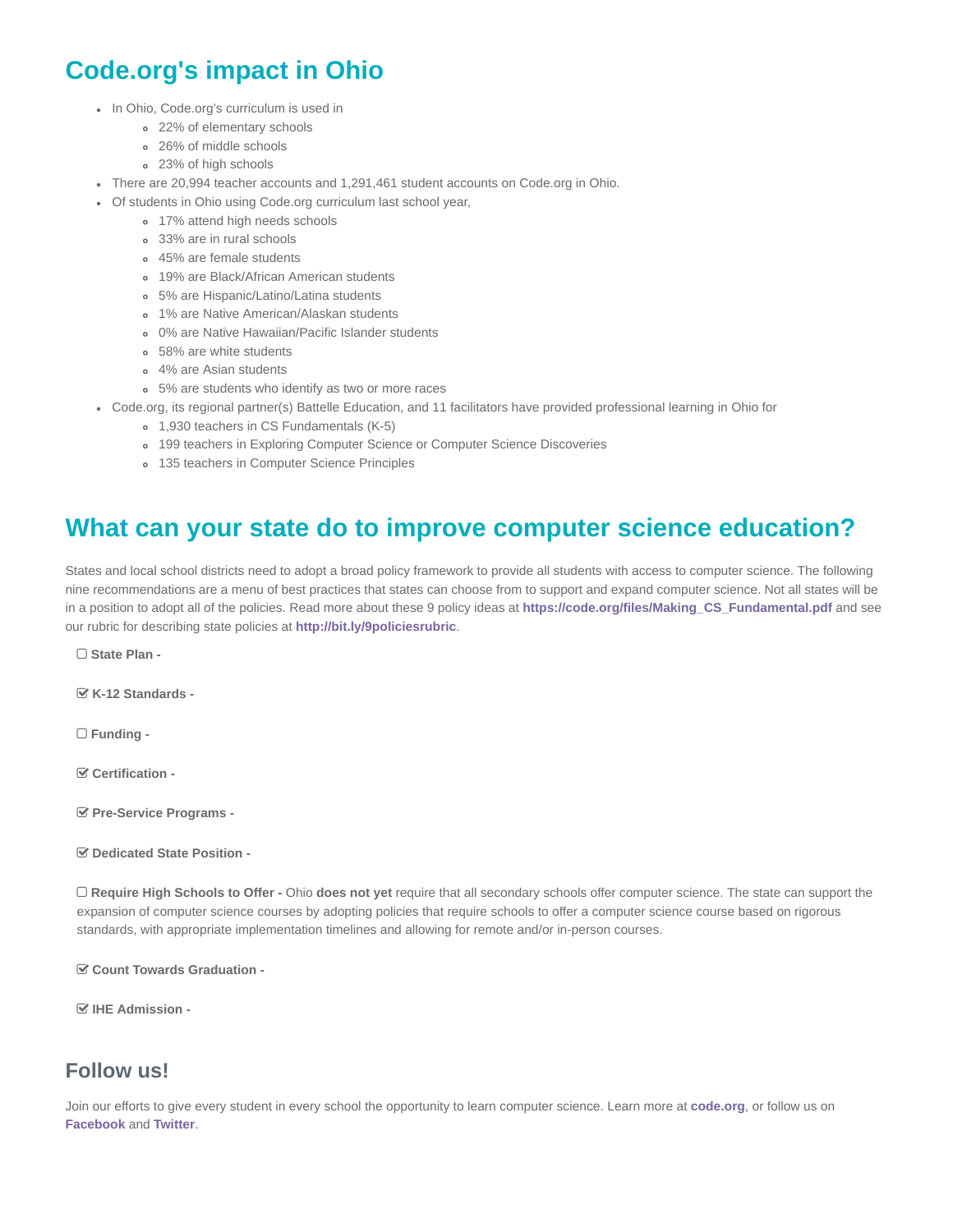## Code.org's impact in Ohio

- In Ohio, Code.org's curriculum is used in
  - 22% of elementary schools
  - 26% of middle schools
  - 23% of high schools
- There are 20,994 teacher accounts and 1,291,461 student accounts on Code.org in Ohio.
- Of students in Ohio using Code.org curriculum last school year,
  - 17% attend high needs schools
  - 33% are in rural schools
  - 45% are female students
  - 19% are Black/African American students
  - 5% are Hispanic/Latino/Latina students
  - 1% are Native American/Alaskan students
  - 0% are Native Hawaiian/Pacific Islander students
  - 58% are white students
  - 4% are Asian students
  - 5% are students who identify as two or more races
- Code.org, its regional partner(s) Battelle Education, and 11 facilitators have provided professional learning in Ohio for
  - 1,930 teachers in CS Fundamentals (K-5)
  - 199 teachers in Exploring Computer Science or Computer Science Discoveries
  - 135 teachers in Computer Science Principles

## What can your state do to improve computer science education?

States and local school districts need to adopt a broad policy framework to provide all students with access to computer science. The following nine recommendations are a menu of best practices that states can choose from to support and expand computer science. Not all states will be in a position to adopt all of the policies. Read more about these 9 policy ideas at **https://code.org/files/Making_CS_Fundamental.pdf** and see our rubric for describing state policies at **http://bit.ly/9policiesrubric**.

☐ **State Plan -**

☑ **K-12 Standards -**

☐ **Funding -**

☑ **Certification -**

☑ **Pre-Service Programs -**

☑ **Dedicated State Position -**

☐ **Require High Schools to Offer -** Ohio **does not yet** require that all secondary schools offer computer science. The state can support the expansion of computer science courses by adopting policies that require schools to offer a computer science course based on rigorous standards, with appropriate implementation timelines and allowing for remote and/or in-person courses.

☑ **Count Towards Graduation -**

☑ **IHE Admission -**

## Follow us!

Join our efforts to give every student in every school the opportunity to learn computer science. Learn more at **code.org**, or follow us on **Facebook** and **Twitter**.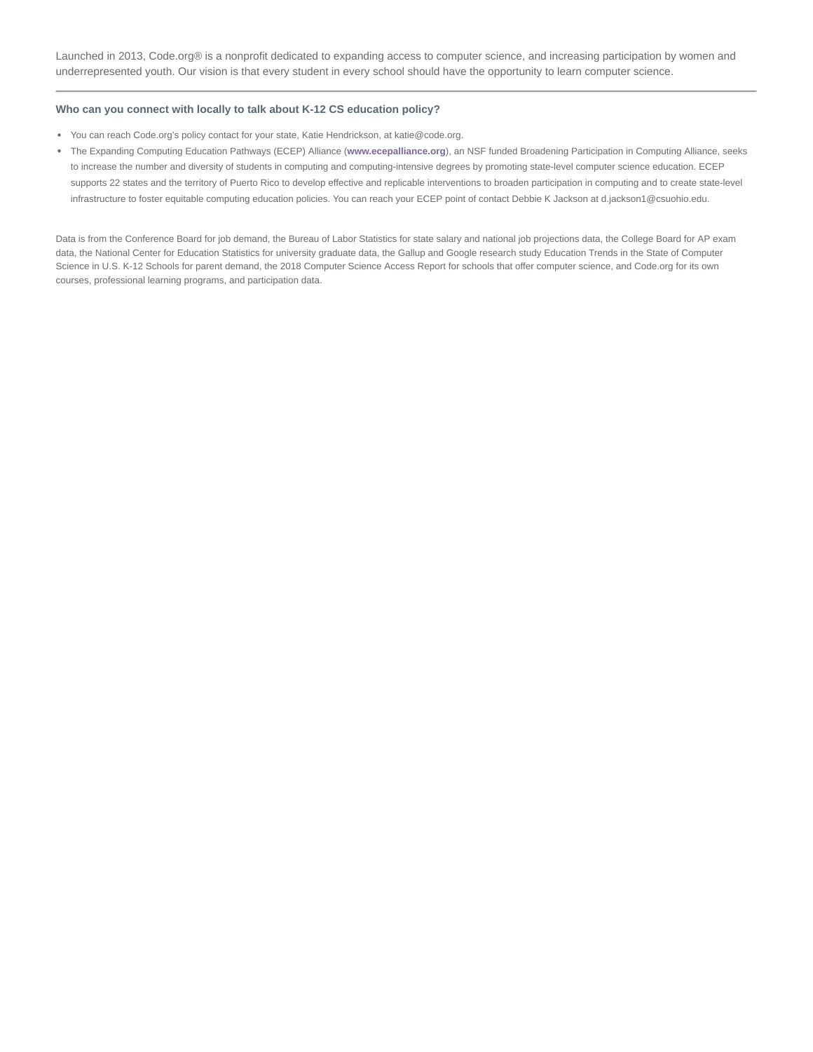Launched in 2013, Code.org® is a nonprofit dedicated to expanding access to computer science, and increasing participation by women and underrepresented youth. Our vision is that every student in every school should have the opportunity to learn computer science.

---

### Who can you connect with locally to talk about K-12 CS education policy?

- You can reach Code.org's policy contact for your state, Katie Hendrickson, at katie@code.org.
- The Expanding Computing Education Pathways (ECEP) Alliance (**www.ecepalliance.org**), an NSF funded Broadening Participation in Computing Alliance, seeks to increase the number and diversity of students in computing and computing-intensive degrees by promoting state-level computer science education. ECEP supports 22 states and the territory of Puerto Rico to develop effective and replicable interventions to broaden participation in computing and to create state-level infrastructure to foster equitable computing education policies. You can reach your ECEP point of contact Debbie K Jackson at d.jackson1@csuohio.edu.

Data is from the Conference Board for job demand, the Bureau of Labor Statistics for state salary and national job projections data, the College Board for AP exam data, the National Center for Education Statistics for university graduate data, the Gallup and Google research study Education Trends in the State of Computer Science in U.S. K-12 Schools for parent demand, the 2018 Computer Science Access Report for schools that offer computer science, and Code.org for its own courses, professional learning programs, and participation data.